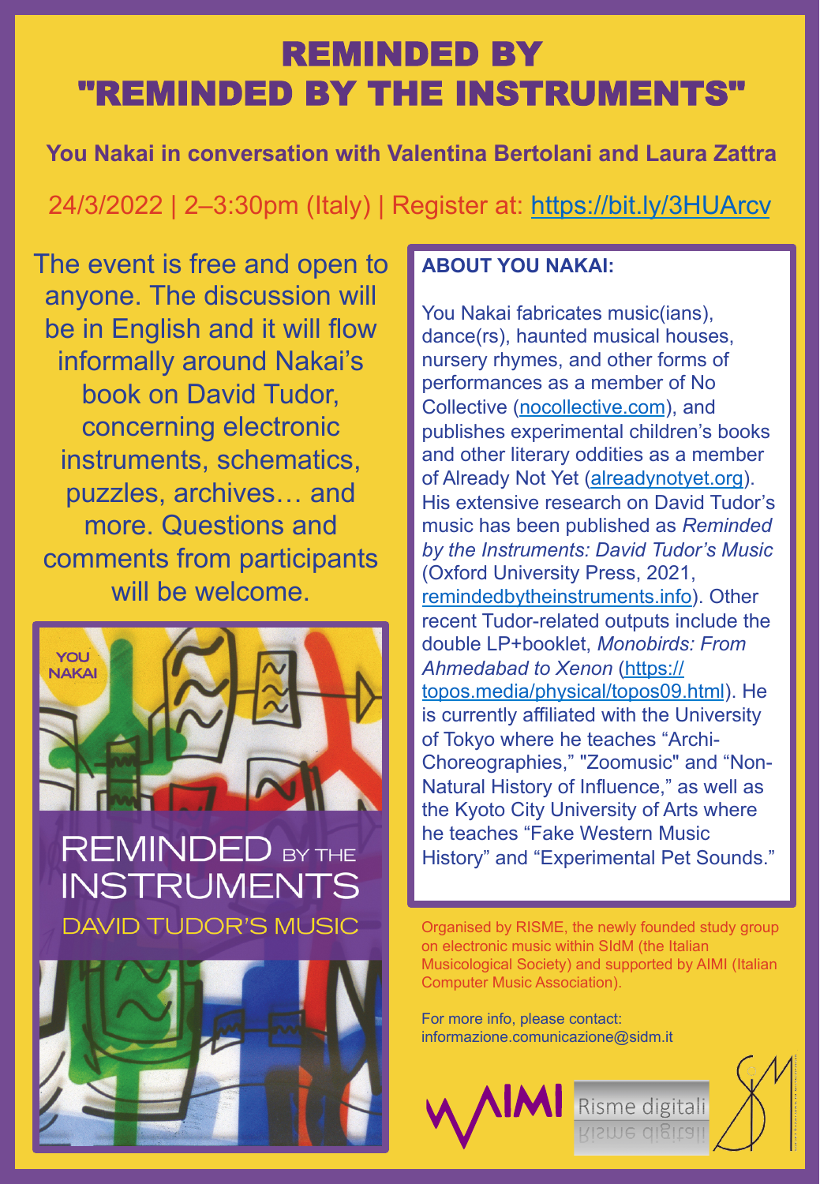# REMINDED BY "REMINDED BY THE INSTRUMENTS"

**You Nakai in conversation with Valentina Bertolani and Laura Zattra**

24/3/2022 | 2–3:30pm (Italy) | Register at: https://bit.ly/3HUArcv

The event is free and open to anyone. The discussion will be in English and it will flow informally around Nakai's book on David Tudor, concerning electronic instruments, schematics, puzzles, archives… and more. Questions and comments from participants will be welcome.

YOU NAKAI

REMINDED BY THE INSTRUMENTS

DAVID TUDOR'S MUSIC

**ABOUT YOU NAKAI:**

You Nakai fabricates music(ians), dance(rs), haunted musical houses, nursery rhymes, and other forms of performances as a member of No Collective (nocollective.com), and publishes experimental children's books and other literary oddities as a member of Already Not Yet (alreadynotyet.org). His extensive research on David Tudor's music has been published as *Reminded by the Instruments: David Tudor's Music* (Oxford University Press, 2021, remindedbytheinstruments.info). Other recent Tudor-related outputs include the double LP+booklet, *Monobirds: From Ahmedabad to Xenon* (https://topos.media/physical/topos09.html). He is currently affiliated with the University of Tokyo where he teaches "Archi-Choreographies," "Zoomusic" and "Non-Natural History of Influence," as well as the Kyoto City University of Arts where he teaches "Fake Western Music History" and "Experimental Pet Sounds."

Organised by RISME, the newly founded study group on electronic music within SIdM (the Italian Musicological Society) and supported by AIMI (Italian Computer Music Association).

For more info, please contact: informazione.comunicazione@sidm.it

AIMI | Risme digitali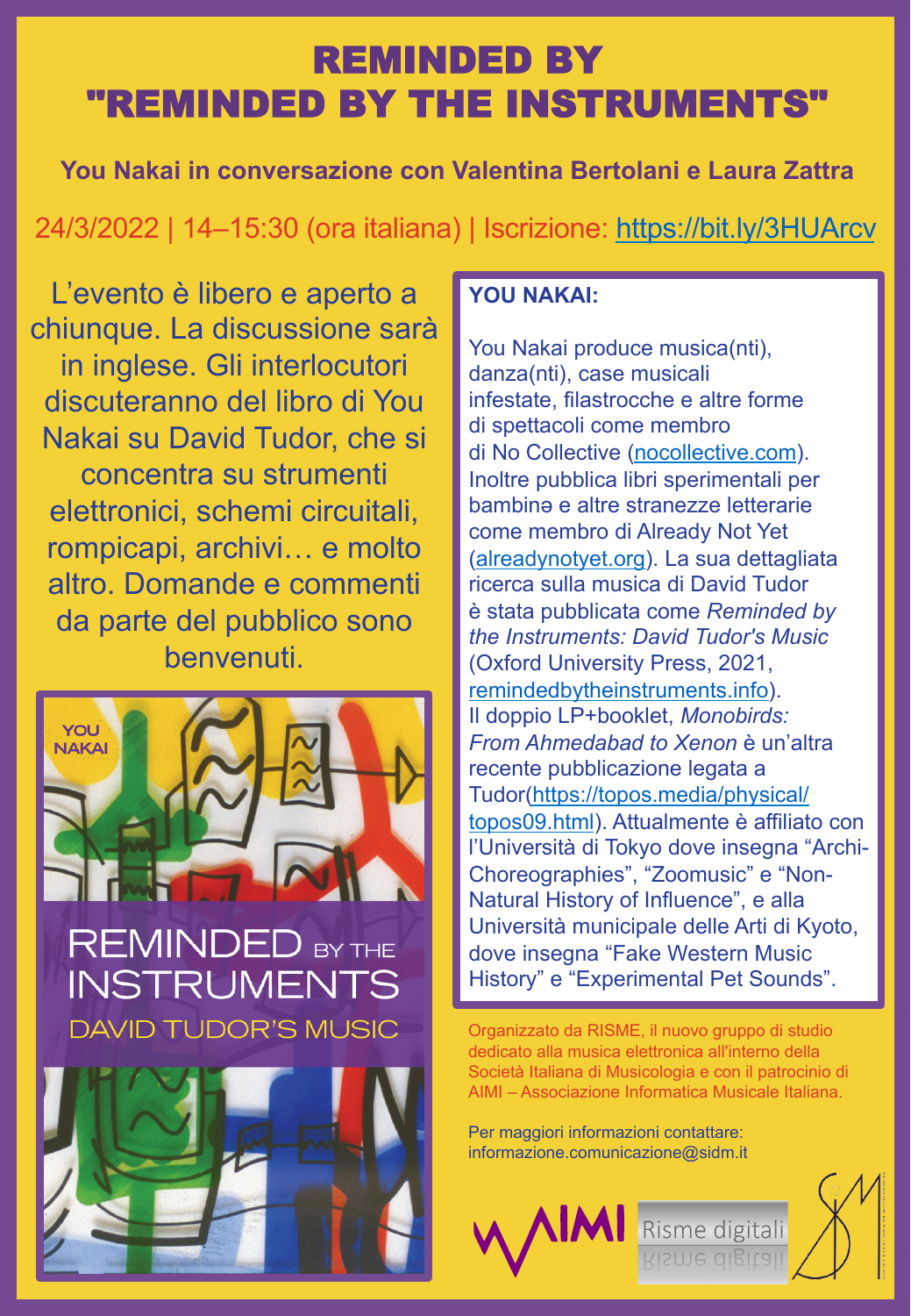# REMINDED BY "REMINDED BY THE INSTRUMENTS"

**You Nakai in conversazione con Valentina Bertolani e Laura Zattra**

24/3/2022 | 14–15:30 (ora italiana) | Iscrizione: https://bit.ly/3HUArcv

L'evento è libero e aperto a chiunque. La discussione sarà in inglese. Gli interlocutori discuteranno del libro di You Nakai su David Tudor, che si concentra su strumenti elettronici, schemi circuitali, rompicapi, archivi… e molto altro. Domande e commenti da parte del pubblico sono benvenuti.

YOU NAKAI

REMINDED BY THE INSTRUMENTS

DAVID TUDOR'S MUSIC

**YOU NAKAI:**

You Nakai produce musica(nti), danza(nti), case musicali infestate, filastrocche e altre forme di spettacoli come membro di No Collective (nocollective.com). Inoltre pubblica libri sperimentali per bambinə e altre stranezze letterarie come membro di Already Not Yet (alreadynotyet.org). La sua dettagliata ricerca sulla musica di David Tudor è stata pubblicata come *Reminded by the Instruments: David Tudor's Music* (Oxford University Press, 2021, remindedbytheinstruments.info). Il doppio LP+booklet, *Monobirds: From Ahmedabad to Xenon* è un'altra recente pubblicazione legata a Tudor(https://topos.media/physical/topos09.html). Attualmente è affiliato con l'Università di Tokyo dove insegna "Archi-Choreographies", "Zoomusic" e "Non-Natural History of Influence", e alla Università municipale delle Arti di Kyoto, dove insegna "Fake Western Music History" e "Experimental Pet Sounds".

Organizzato da RISME, il nuovo gruppo di studio dedicato alla musica elettronica all'interno della Società Italiana di Musicologia e con il patrocinio di AIMI – Associazione Informatica Musicale Italiana.

Per maggiori informazioni contattare: informazione.comunicazione@sidm.it

AIMI   Risme digitali